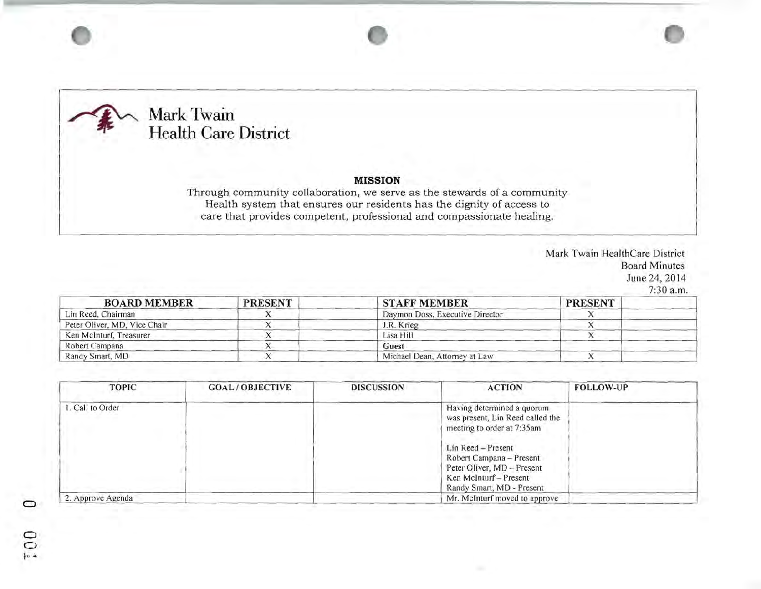# Mark Twain Health Care District

**MISSION**

Through community collaboration, we serve as the stewards of a community Health system that ensures our residents has the dignity of access to care that provides competent, professional and compassionate healing.

Mark Twain HealthCare District
Board Minutes
June 24, 2014
7:30 a.m.

| BOARD MEMBER | PRESENT | | STAFF MEMBER | PRESENT | |
|---|---|---|---|---|---|
| Lin Reed, Chairman | X | | Daymon Doss, Executive Director | X | |
| Peter Oliver, MD, Vice Chair | X | | J.R. Krieg | X | |
| Ken McInturf, Treasurer | X | | Lisa Hill | X | |
| Robert Campana | X | | **Guest** | | |
| Randy Smart, MD | X | | Michael Dean, Attorney at Law | X | |

| TOPIC | GOAL / OBJECTIVE | DISCUSSION | ACTION | FOLLOW-UP |
|---|---|---|---|---|
| 1. Call to Order | | | Having determined a quorum was present, Lin Reed called the meeting to order at 7:35am<br><br>Lin Reed – Present<br>Robert Campana – Present<br>Peter Oliver, MD – Present<br>Ken McInturf – Present<br>Randy Smart, MD - Present | |
| 2. Approve Agenda | | | Mr. McInturf moved to approve | |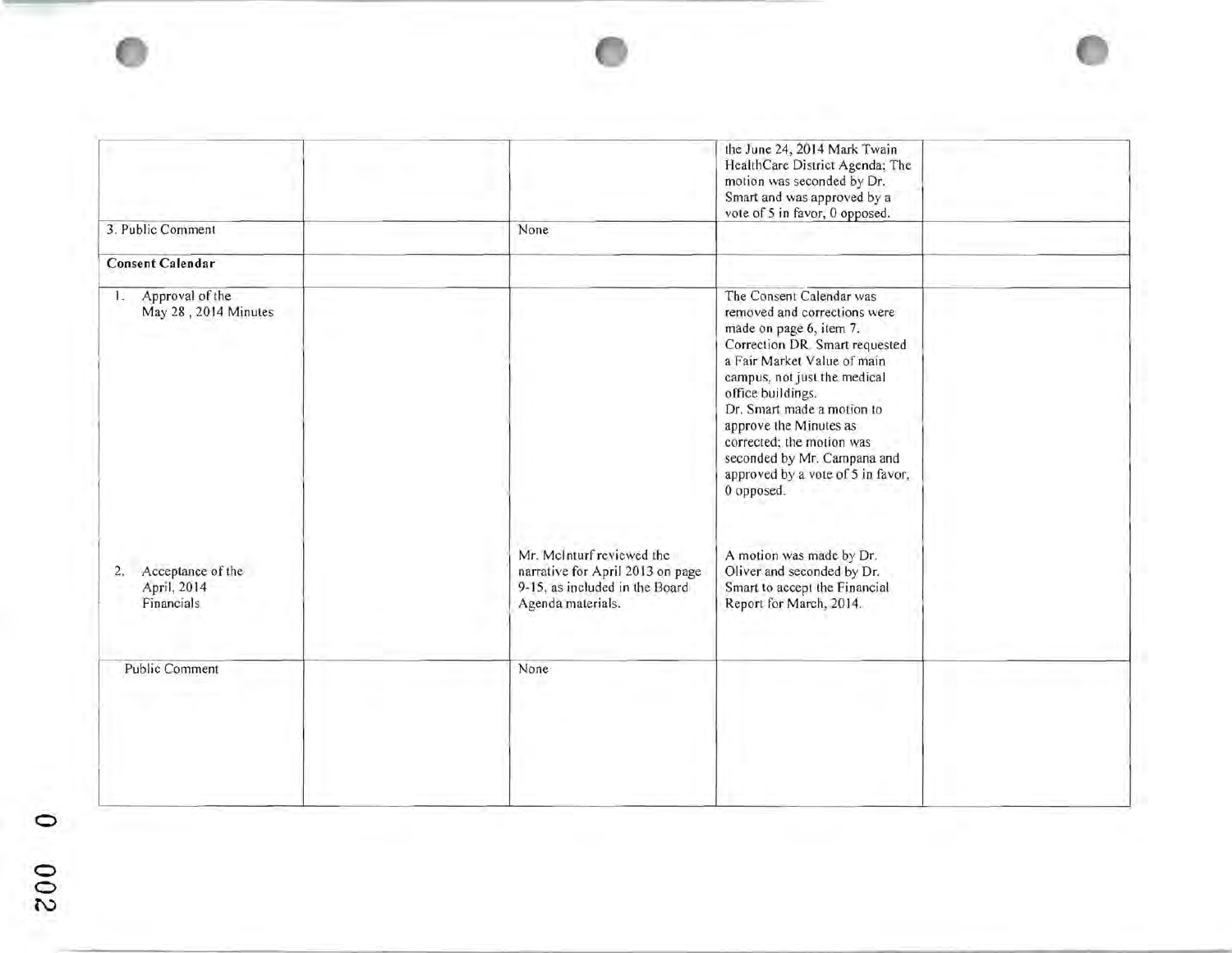| | | | | |
|---|---|---|---|---|
| | | | the June 24, 2014 Mark Twain HealthCare District Agenda; The motion was seconded by Dr. Smart and was approved by a vote of 5 in favor, 0 opposed. | |
| 3. Public Comment | | None | | |
| **Consent Calendar** | | | | |
| 1. Approval of the May 28 , 2014 Minutes | | | The Consent Calendar was removed and corrections were made on page 6, item 7. Correction DR. Smart requested a Fair Market Value of main campus, not just the medical office buildings. Dr. Smart made a motion to approve the Minutes as corrected; the motion was seconded by Mr. Campana and approved by a vote of 5 in favor, 0 opposed. | |
| 2. Acceptance of the April, 2014 Financials | | Mr. McInturf reviewed the narrative for April 2013 on page 9-15, as included in the Board Agenda materials. | A motion was made by Dr. Oliver and seconded by Dr. Smart to accept the Financial Report for March, 2014. | |
| Public Comment | | None | | |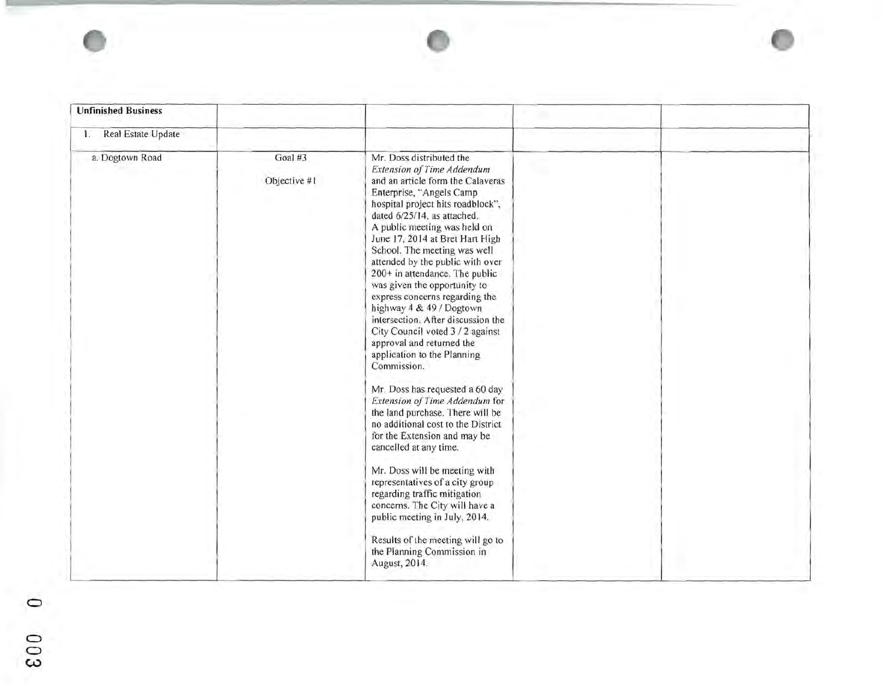| Unfinished Business | | | | |
|---|---|---|---|---|
| 1. Real Estate Update | | | | |
| a. Dogtown Road | Goal #3<br><br>Objective #1 | Mr. Doss distributed the *Extension of Time Addendum* and an article form the Calaveras Enterprise, "Angels Camp hospital project hits roadblock", dated 6/25/14, as attached.<br>A public meeting was held on June 17, 2014 at Bret Hart High School. The meeting was well attended by the public with over 200+ in attendance. The public was given the opportunity to express concerns regarding the highway 4 & 49 / Dogtown intersection. After discussion the City Council voted 3 / 2 against approval and returned the application to the Planning Commission.<br><br>Mr. Doss has requested a 60 day *Extension of Time Addendum* for the land purchase. There will be no additional cost to the District for the Extension and may be cancelled at any time.<br><br>Mr. Doss will be meeting with representatives of a city group regarding traffic mitigation concerns. The City will have a public meeting in July, 2014.<br><br>Results of the meeting will go to the Planning Commission in August, 2014. | | |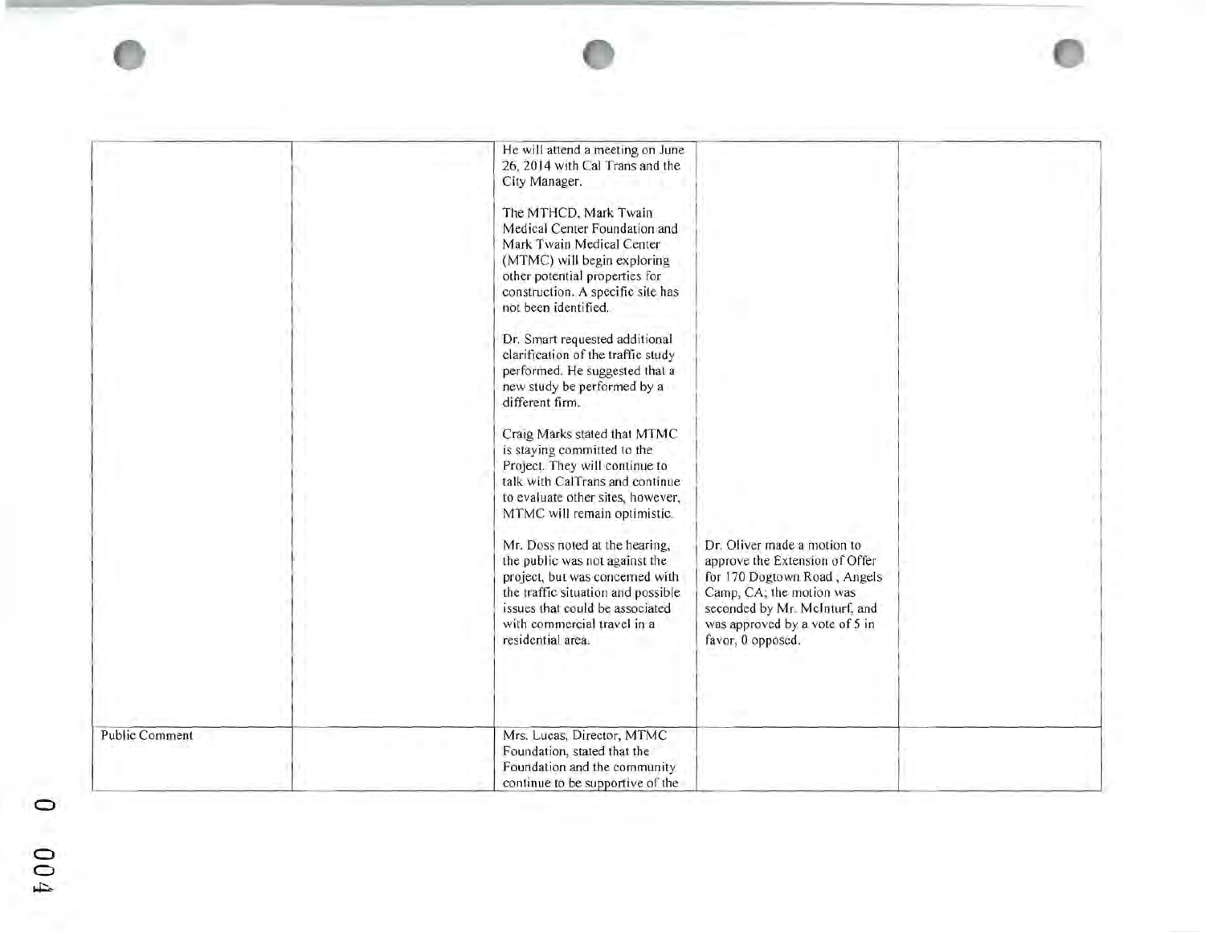| | | | | |
|---|---|---|---|---|
| | | He will attend a meeting on June 26, 2014 with Cal Trans and the City Manager.<br><br>The MTHCD, Mark Twain Medical Center Foundation and Mark Twain Medical Center (MTMC) will begin exploring other potential properties for construction. A specific site has not been identified.<br><br>Dr. Smart requested additional clarification of the traffic study performed. He suggested that a new study be performed by a different firm.<br><br>Craig Marks stated that MTMC is staying committed to the Project. They will continue to talk with CalTrans and continue to evaluate other sites, however, MTMC will remain optimistic.<br><br>Mr. Doss noted at the hearing, the public was not against the project, but was concerned with the traffic situation and possible issues that could be associated with commercial travel in a residential area. | Dr. Oliver made a motion to approve the Extension of Offer for 170 Dogtown Road , Angels Camp, CA; the motion was seconded by Mr. McInturf, and was approved by a vote of 5 in favor, 0 opposed. | |
| Public Comment | | Mrs. Lucas, Director, MTMC Foundation, stated that the Foundation and the community continue to be supportive of the | | |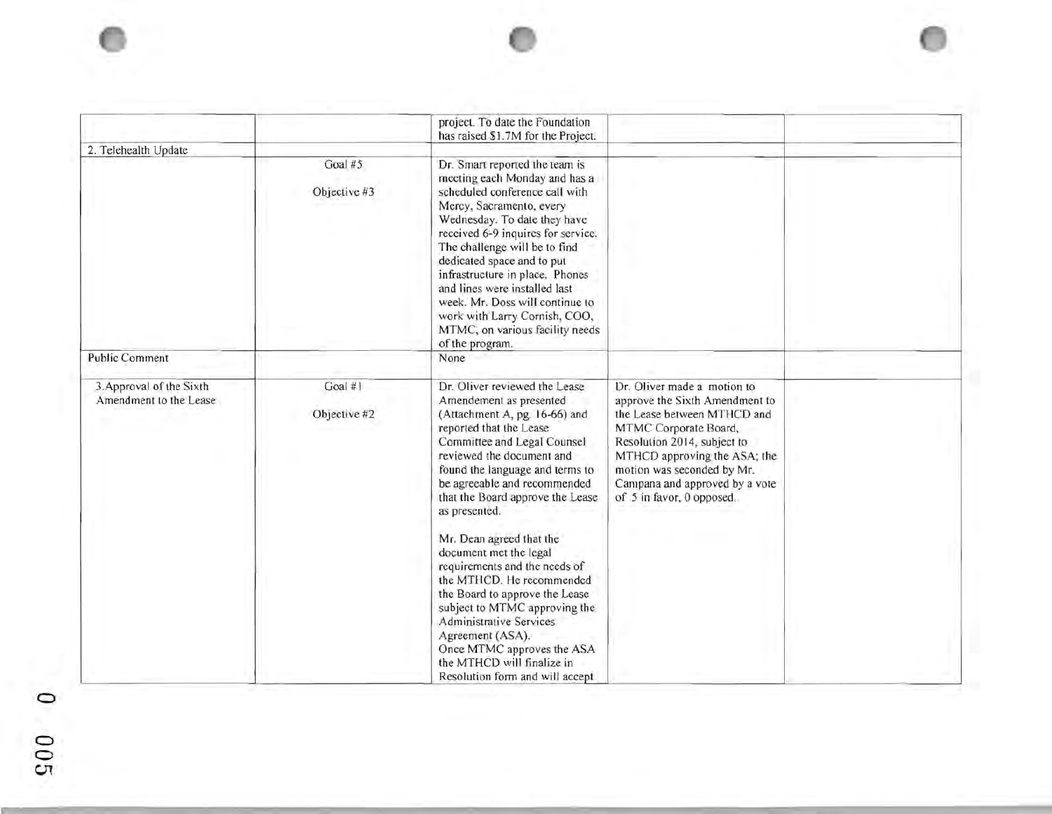| | | | | |
|---|---|---|---|---|
| | | project. To date the Foundation has raised $1.7M for the Project. | | |
| 2. Telehealth Update | | | | |
| | Goal #5<br><br>Objective #3 | Dr. Smart reported the team is meeting each Monday and has a scheduled conference call with Mercy, Sacramento, every Wednesday. To date they have received 6-9 inquires for service. The challenge will be to find dedicated space and to put infrastructure in place. Phones and lines were installed last week. Mr. Doss will continue to work with Larry Cornish, COO, MTMC, on various facility needs of the program. | | |
| Public Comment | | None | | |
| 3.Approval of the Sixth Amendment to the Lease | Goal #1<br><br>Objective #2 | Dr. Oliver reviewed the Lease Amendement as presented (Attachment A, pg. 16-66) and reported that the Lease Committee and Legal Counsel reviewed the document and found the language and terms to be agreeable and recommended that the Board approve the Lease as presented.<br><br>Mr. Dean agreed that the document met the legal requirements and the needs of the MTHCD. He recommended the Board to approve the Lease subject to MTMC approving the Administrative Services Agreement (ASA).<br>Once MTMC approves the ASA the MTHCD will finalize in Resolution form and will accept | Dr. Oliver made a motion to approve the Sixth Amendment to the Lease between MTHCD and MTMC Corporate Board, Resolution 2014, subject to MTHCD approving the ASA; the motion was seconded by Mr. Campana and approved by a vote of 5 in favor, 0 opposed. | |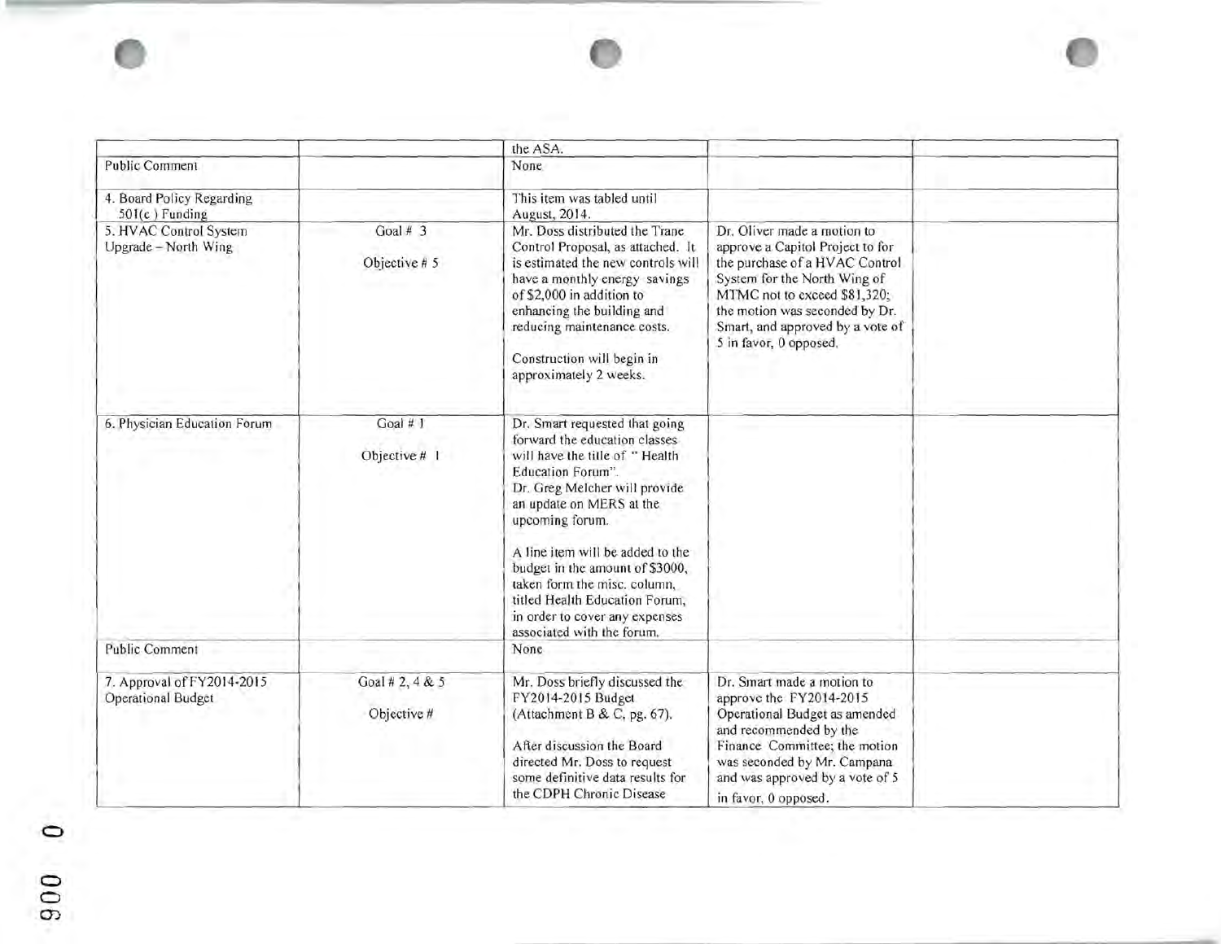| | | | | |
|---|---|---|---|---|
| | | the ASA. | | |
| Public Comment | | None | | |
| 4. Board Policy Regarding 501(c ) Funding | | This item was tabled until August, 2014. | | |
| 5. HVAC Control System Upgrade – North Wing | Goal # 3<br><br>Objective # 5 | Mr. Doss distributed the Trane Control Proposal, as attached. It is estimated the new controls will have a monthly energy savings of $2,000 in addition to enhancing the building and reducing maintenance costs.<br><br>Construction will begin in approximately 2 weeks. | Dr. Oliver made a motion to approve a Capitol Project to for the purchase of a HVAC Control System for the North Wing of MTMC not to exceed $81,320; the motion was seconded by Dr. Smart, and approved by a vote of 5 in favor, 0 opposed. | |
| 6. Physician Education Forum | Goal # 1<br><br>Objective # 1 | Dr. Smart requested that going forward the education classes will have the title of " Health Education Forum".<br>Dr. Greg Melcher will provide an update on MERS at the upcoming forum.<br><br>A line item will be added to the budget in the amount of $3000, taken form the misc. column, titled Health Education Forum, in order to cover any expenses associated with the forum. | | |
| Public Comment | | None | | |
| 7. Approval of FY2014-2015 Operational Budget | Goal # 2, 4 & 5<br><br>Objective # | Mr. Doss briefly discussed the FY2014-2015 Budget (Attachment B & C, pg. 67).<br><br>After discussion the Board directed Mr. Doss to request some definitive data results for the CDPH Chronic Disease | Dr. Smart made a motion to approve the FY2014-2015 Operational Budget as amended and recommended by the Finance Committee; the motion was seconded by Mr. Campana and was approved by a vote of 5 in favor, 0 opposed. | |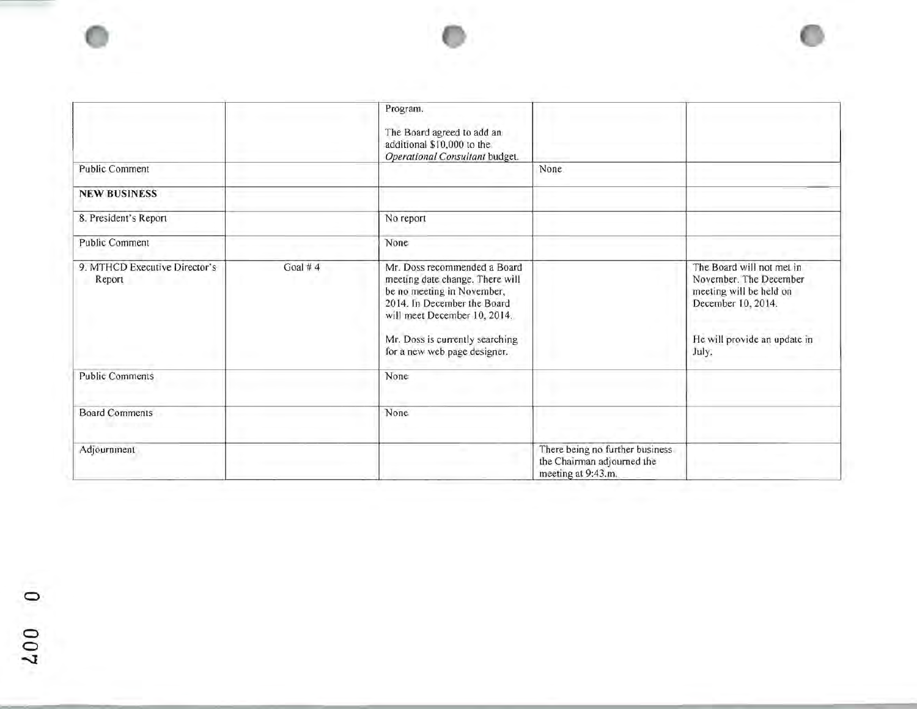| | | | | |
|---|---|---|---|---|
| | | Program.<br><br>The Board agreed to add an additional $10,000 to the *Operational Consultant* budget. | | |
| Public Comment | | | None | |
| **NEW BUSINESS** | | | | |
| 8. President's Report | | No report | | |
| Public Comment | | None | | |
| 9. MTHCD Executive Director's Report | Goal # 4 | Mr. Doss recommended a Board meeting date change. There will be no meeting in November, 2014. In December the Board will meet December 10, 2014.<br><br>Mr. Doss is currently searching for a new web page designer. | | The Board will not met in November. The December meeting will be held on December 10, 2014.<br><br>He will provide an update in July. |
| Public Comments | | None | | |
| Board Comments | | None | | |
| Adjournment | | | There being no further business the Chairman adjourned the meeting at 9:43.m. | |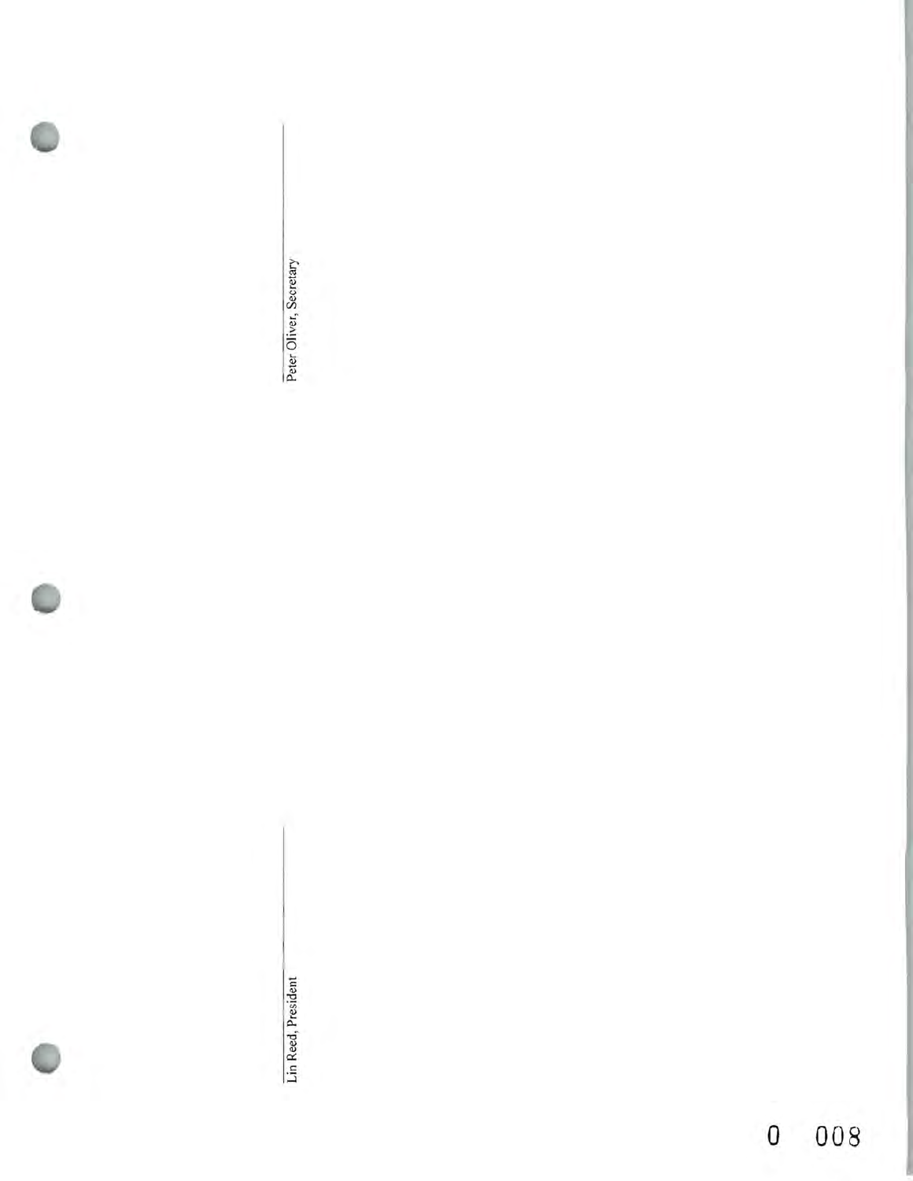Peter Oliver, Secretary

Lin Reed, President